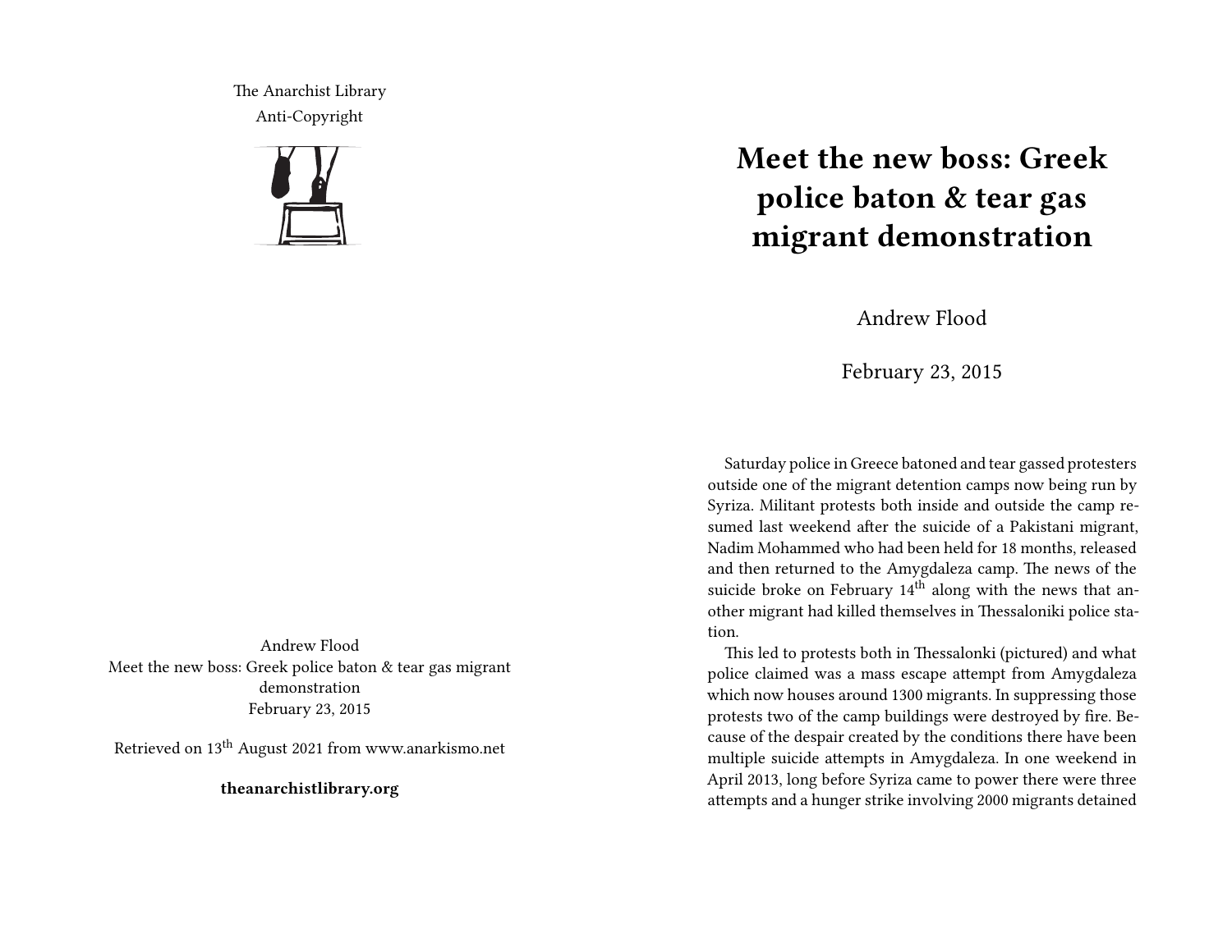The Anarchist Library

Anti-Copyright

Andrew Flood

Meet the new boss: Greek police baton & tear gas migrant demonstration

February 23, 2015

Retrieved on 13th August 2021 from www.anarkismo.net

**theanarchistlibrary.org**

# Meet the new boss: Greek police baton & tear gas migrant demonstration

Andrew Flood

February 23, 2015

Saturday police in Greece batoned and tear gassed protesters outside one of the migrant detention camps now being run by Syriza. Militant protests both inside and outside the camp resumed last weekend after the suicide of a Pakistani migrant, Nadim Mohammed who had been held for 18 months, released and then returned to the Amygdaleza camp. The news of the suicide broke on February 14th along with the news that another migrant had killed themselves in Thessaloniki police station.

This led to protests both in Thessalonki (pictured) and what police claimed was a mass escape attempt from Amygdaleza which now houses around 1300 migrants. In suppressing those protests two of the camp buildings were destroyed by fire. Because of the despair created by the conditions there have been multiple suicide attempts in Amygdaleza. In one weekend in April 2013, long before Syriza came to power there were three attempts and a hunger strike involving 2000 migrants detained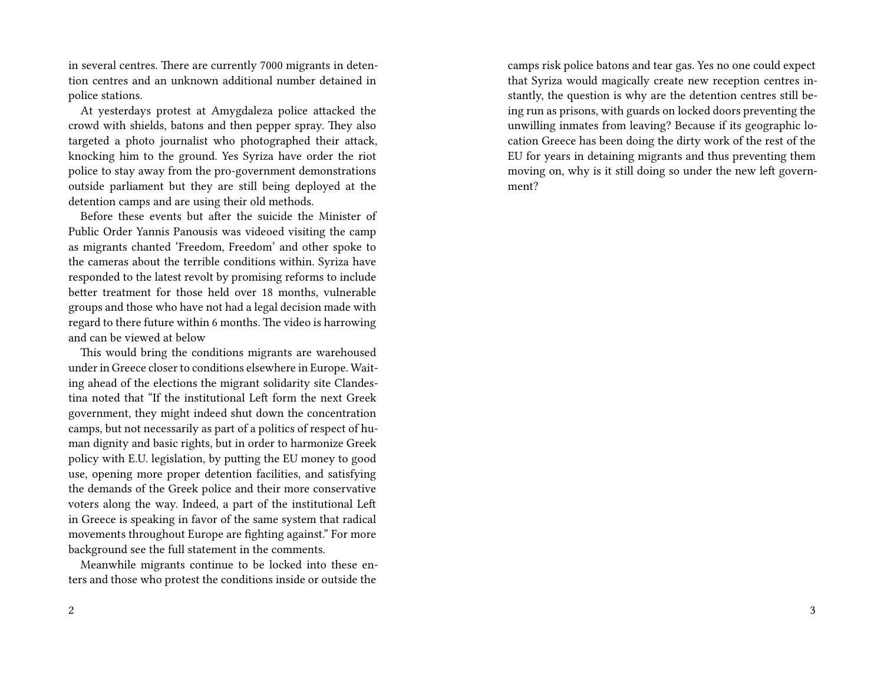in several centres. There are currently 7000 migrants in detention centres and an unknown additional number detained in police stations.

At yesterdays protest at Amygdaleza police attacked the crowd with shields, batons and then pepper spray. They also targeted a photo journalist who photographed their attack, knocking him to the ground. Yes Syriza have order the riot police to stay away from the pro-government demonstrations outside parliament but they are still being deployed at the detention camps and are using their old methods.

Before these events but after the suicide the Minister of Public Order Yannis Panousis was videoed visiting the camp as migrants chanted 'Freedom, Freedom' and other spoke to the cameras about the terrible conditions within. Syriza have responded to the latest revolt by promising reforms to include better treatment for those held over 18 months, vulnerable groups and those who have not had a legal decision made with regard to there future within 6 months. The video is harrowing and can be viewed at below

This would bring the conditions migrants are warehoused under in Greece closer to conditions elsewhere in Europe. Waiting ahead of the elections the migrant solidarity site Clandestina noted that "If the institutional Left form the next Greek government, they might indeed shut down the concentration camps, but not necessarily as part of a politics of respect of human dignity and basic rights, but in order to harmonize Greek policy with E.U. legislation, by putting the EU money to good use, opening more proper detention facilities, and satisfying the demands of the Greek police and their more conservative voters along the way. Indeed, a part of the institutional Left in Greece is speaking in favor of the same system that radical movements throughout Europe are fighting against." For more background see the full statement in the comments.

Meanwhile migrants continue to be locked into these enters and those who protest the conditions inside or outside the camps risk police batons and tear gas. Yes no one could expect that Syriza would magically create new reception centres instantly, the question is why are the detention centres still being run as prisons, with guards on locked doors preventing the unwilling inmates from leaving? Because if its geographic location Greece has been doing the dirty work of the rest of the EU for years in detaining migrants and thus preventing them moving on, why is it still doing so under the new left government?